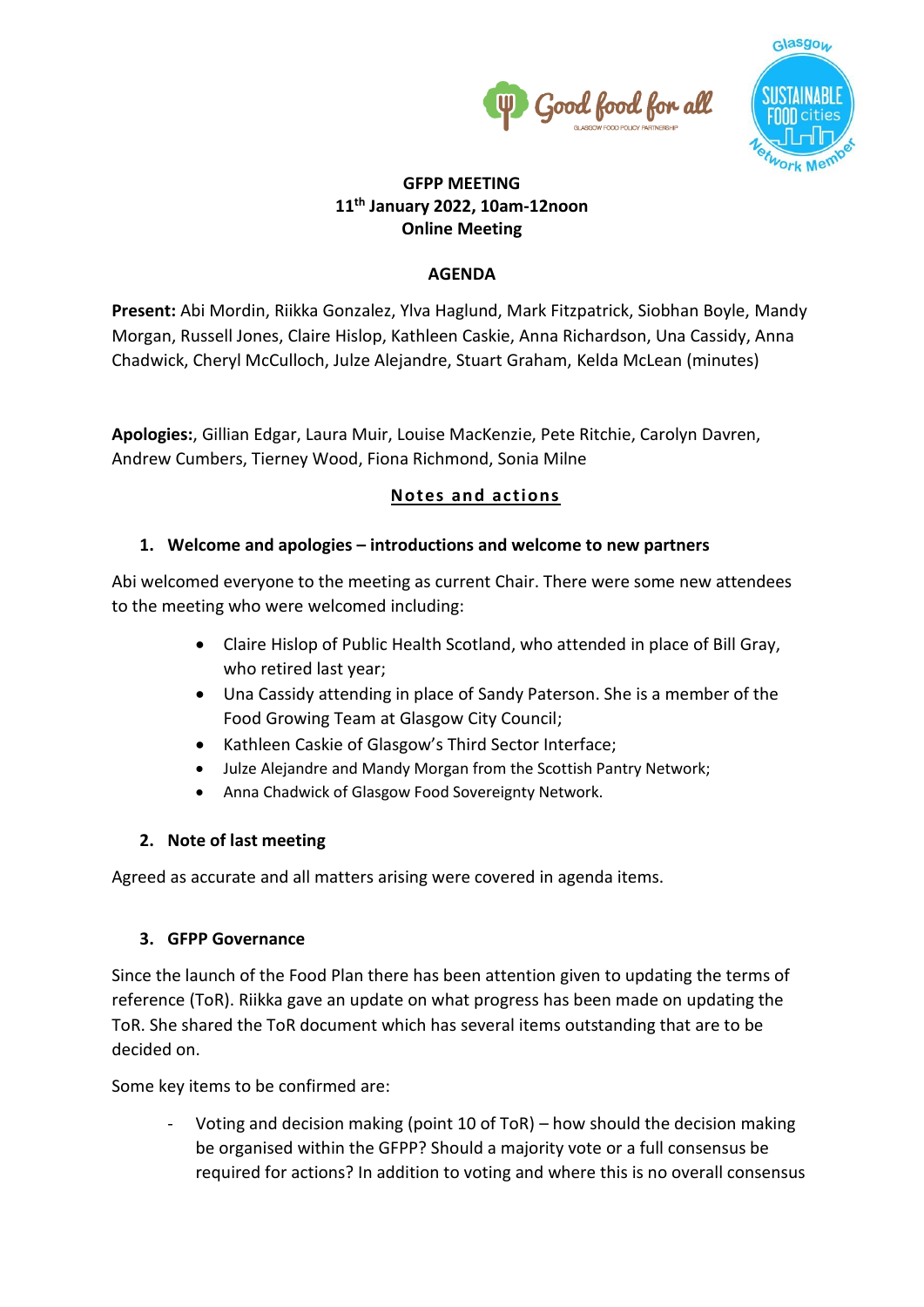**GFPP MEETING**
**11th January 2022, 10am-12noon**
**Online Meeting**

**AGENDA**

**Present:** Abi Mordin, Riikka Gonzalez, Ylva Haglund, Mark Fitzpatrick, Siobhan Boyle, Mandy Morgan, Russell Jones, Claire Hislop, Kathleen Caskie, Anna Richardson, Una Cassidy, Anna Chadwick, Cheryl McCulloch, Julze Alejandre, Stuart Graham, Kelda McLean (minutes)

**Apologies:**, Gillian Edgar, Laura Muir, Louise MacKenzie, Pete Ritchie, Carolyn Davren, Andrew Cumbers, Tierney Wood, Fiona Richmond, Sonia Milne

## Notes and actions

### 1. Welcome and apologies – introductions and welcome to new partners

Abi welcomed everyone to the meeting as current Chair. There were some new attendees to the meeting who were welcomed including:

- Claire Hislop of Public Health Scotland, who attended in place of Bill Gray, who retired last year;
- Una Cassidy attending in place of Sandy Paterson. She is a member of the Food Growing Team at Glasgow City Council;
- Kathleen Caskie of Glasgow's Third Sector Interface;
- Julze Alejandre and Mandy Morgan from the Scottish Pantry Network;
- Anna Chadwick of Glasgow Food Sovereignty Network.

### 2. Note of last meeting

Agreed as accurate and all matters arising were covered in agenda items.

### 3. GFPP Governance

Since the launch of the Food Plan there has been attention given to updating the terms of reference (ToR). Riikka gave an update on what progress has been made on updating the ToR. She shared the ToR document which has several items outstanding that are to be decided on.

Some key items to be confirmed are:

- Voting and decision making (point 10 of ToR) – how should the decision making be organised within the GFPP? Should a majority vote or a full consensus be required for actions? In addition to voting and where this is no overall consensus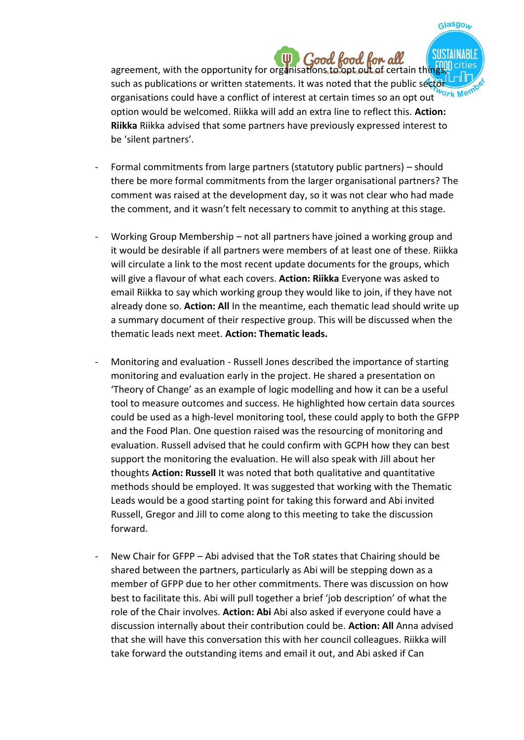agreement, with the opportunity for organisations to opt out of certain things, such as publications or written statements. It was noted that the public sector organisations could have a conflict of interest at certain times so an opt out option would be welcomed. Riikka will add an extra line to reflect this. **Action: Riikka** Riikka advised that some partners have previously expressed interest to be 'silent partners'.

- Formal commitments from large partners (statutory public partners) – should there be more formal commitments from the larger organisational partners? The comment was raised at the development day, so it was not clear who had made the comment, and it wasn't felt necessary to commit to anything at this stage.

- Working Group Membership – not all partners have joined a working group and it would be desirable if all partners were members of at least one of these. Riikka will circulate a link to the most recent update documents for the groups, which will give a flavour of what each covers. **Action: Riikka** Everyone was asked to email Riikka to say which working group they would like to join, if they have not already done so. **Action: All** In the meantime, each thematic lead should write up a summary document of their respective group. This will be discussed when the thematic leads next meet. **Action: Thematic leads.**

- Monitoring and evaluation - Russell Jones described the importance of starting monitoring and evaluation early in the project. He shared a presentation on 'Theory of Change' as an example of logic modelling and how it can be a useful tool to measure outcomes and success. He highlighted how certain data sources could be used as a high-level monitoring tool, these could apply to both the GFPP and the Food Plan. One question raised was the resourcing of monitoring and evaluation. Russell advised that he could confirm with GCPH how they can best support the monitoring the evaluation. He will also speak with Jill about her thoughts **Action: Russell** It was noted that both qualitative and quantitative methods should be employed. It was suggested that working with the Thematic Leads would be a good starting point for taking this forward and Abi invited Russell, Gregor and Jill to come along to this meeting to take the discussion forward.

- New Chair for GFPP – Abi advised that the ToR states that Chairing should be shared between the partners, particularly as Abi will be stepping down as a member of GFPP due to her other commitments. There was discussion on how best to facilitate this. Abi will pull together a brief 'job description' of what the role of the Chair involves. **Action: Abi** Abi also asked if everyone could have a discussion internally about their contribution could be. **Action: All** Anna advised that she will have this conversation this with her council colleagues. Riikka will take forward the outstanding items and email it out, and Abi asked if Can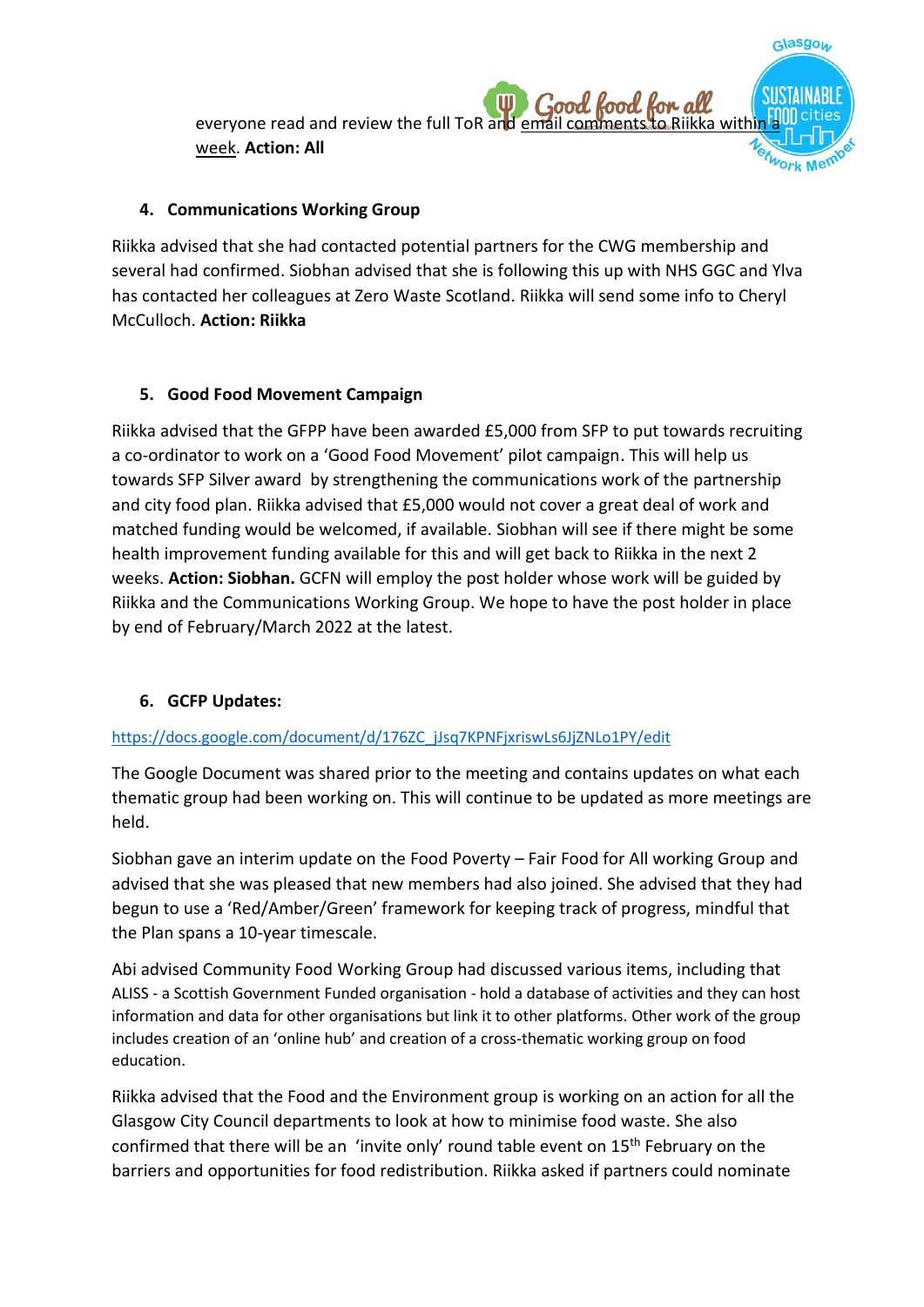everyone read and review the full ToR and email comments to Riikka within a week. **Action: All**

## 4. Communications Working Group

Riikka advised that she had contacted potential partners for the CWG membership and several had confirmed. Siobhan advised that she is following this up with NHS GGC and Ylva has contacted her colleagues at Zero Waste Scotland. Riikka will send some info to Cheryl McCulloch. **Action: Riikka**

## 5. Good Food Movement Campaign

Riikka advised that the GFPP have been awarded £5,000 from SFP to put towards recruiting a co-ordinator to work on a 'Good Food Movement' pilot campaign. This will help us towards SFP Silver award by strengthening the communications work of the partnership and city food plan. Riikka advised that £5,000 would not cover a great deal of work and matched funding would be welcomed, if available. Siobhan will see if there might be some health improvement funding available for this and will get back to Riikka in the next 2 weeks. **Action: Siobhan.** GCFN will employ the post holder whose work will be guided by Riikka and the Communications Working Group. We hope to have the post holder in place by end of February/March 2022 at the latest.

## 6. GCFP Updates:

https://docs.google.com/document/d/176ZC_jJsq7KPNFjxriswLs6JjZNLo1PY/edit

The Google Document was shared prior to the meeting and contains updates on what each thematic group had been working on. This will continue to be updated as more meetings are held.

Siobhan gave an interim update on the Food Poverty – Fair Food for All working Group and advised that she was pleased that new members had also joined. She advised that they had begun to use a 'Red/Amber/Green' framework for keeping track of progress, mindful that the Plan spans a 10-year timescale.

Abi advised Community Food Working Group had discussed various items, including that ALISS - a Scottish Government Funded organisation - hold a database of activities and they can host information and data for other organisations but link it to other platforms. Other work of the group includes creation of an 'online hub' and creation of a cross-thematic working group on food education.

Riikka advised that the Food and the Environment group is working on an action for all the Glasgow City Council departments to look at how to minimise food waste. She also confirmed that there will be an 'invite only' round table event on 15th February on the barriers and opportunities for food redistribution. Riikka asked if partners could nominate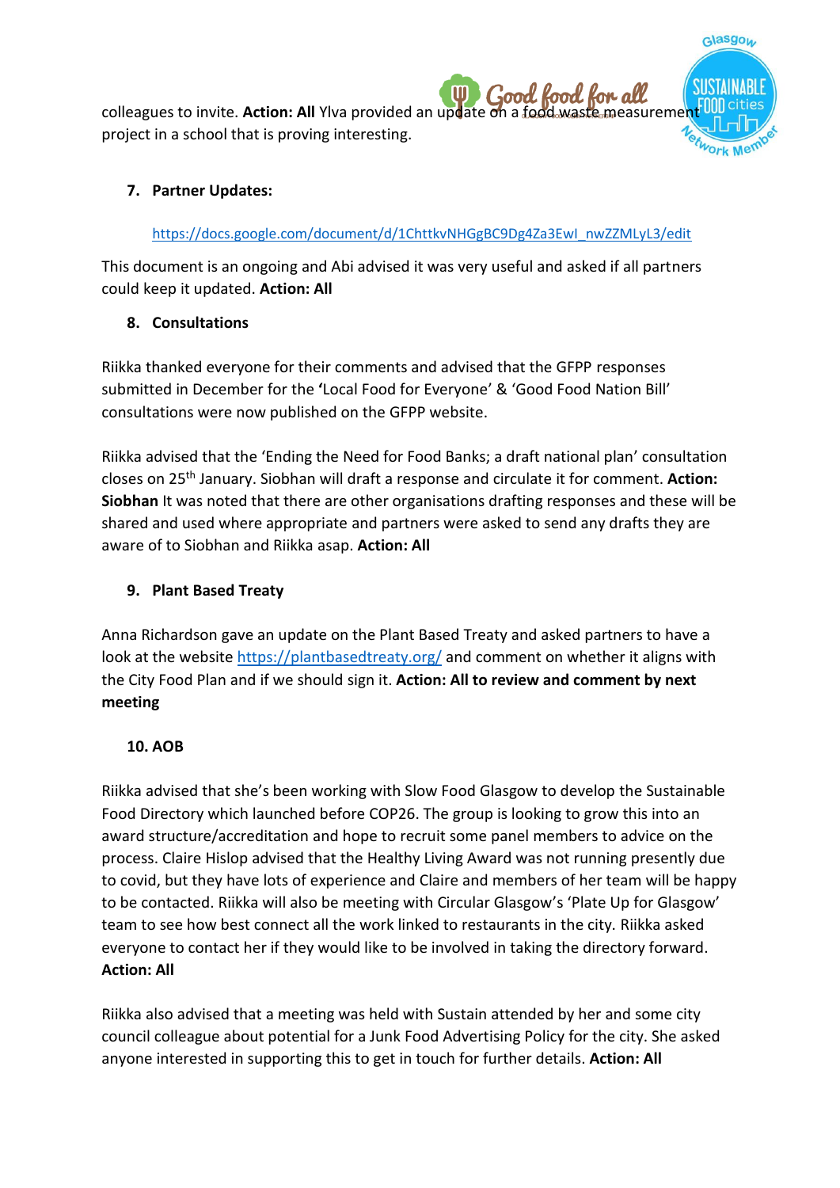colleagues to invite. **Action: All** Ylva provided an update on a food waste measurement project in a school that is proving interesting.

7. **Partner Updates:**

   https://docs.google.com/document/d/1ChttkvNHGgBC9Dg4Za3EwI_nwZZMLyL3/edit

This document is an ongoing and Abi advised it was very useful and asked if all partners could keep it updated. **Action: All**

8. **Consultations**

Riikka thanked everyone for their comments and advised that the GFPP responses submitted in December for the **'**Local Food for Everyone' & 'Good Food Nation Bill' consultations were now published on the GFPP website.

Riikka advised that the 'Ending the Need for Food Banks; a draft national plan' consultation closes on 25th January. Siobhan will draft a response and circulate it for comment. **Action: Siobhan** It was noted that there are other organisations drafting responses and these will be shared and used where appropriate and partners were asked to send any drafts they are aware of to Siobhan and Riikka asap. **Action: All**

9. **Plant Based Treaty**

Anna Richardson gave an update on the Plant Based Treaty and asked partners to have a look at the website https://plantbasedtreaty.org/ and comment on whether it aligns with the City Food Plan and if we should sign it. **Action: All to review and comment by next meeting**

10. **AOB**

Riikka advised that she's been working with Slow Food Glasgow to develop the Sustainable Food Directory which launched before COP26. The group is looking to grow this into an award structure/accreditation and hope to recruit some panel members to advice on the process. Claire Hislop advised that the Healthy Living Award was not running presently due to covid, but they have lots of experience and Claire and members of her team will be happy to be contacted. Riikka will also be meeting with Circular Glasgow's 'Plate Up for Glasgow' team to see how best connect all the work linked to restaurants in the city. Riikka asked everyone to contact her if they would like to be involved in taking the directory forward. **Action: All**

Riikka also advised that a meeting was held with Sustain attended by her and some city council colleague about potential for a Junk Food Advertising Policy for the city. She asked anyone interested in supporting this to get in touch for further details. **Action: All**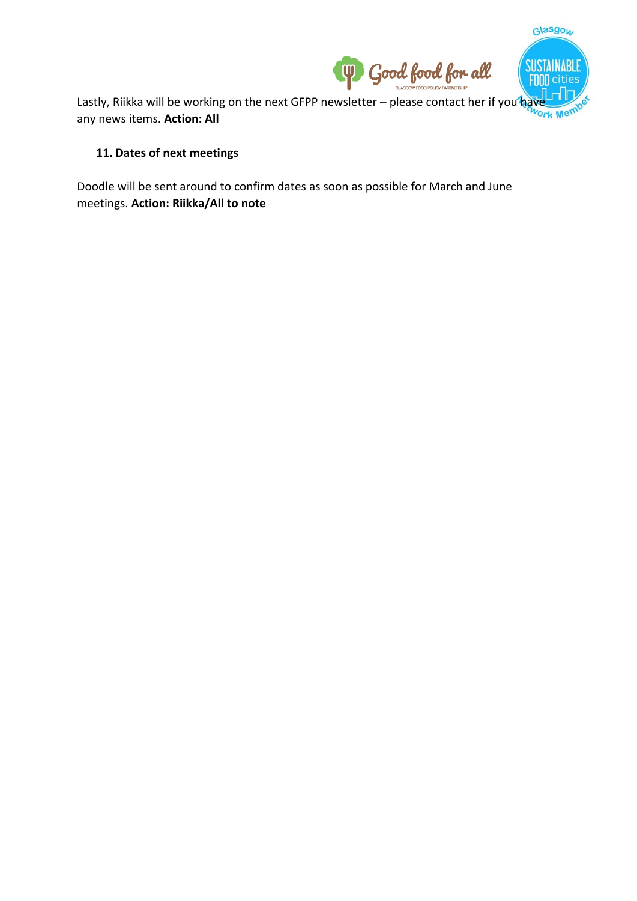Lastly, Riikka will be working on the next GFPP newsletter – please contact her if you have any news items. **Action: All**

### 11. Dates of next meetings

Doodle will be sent around to confirm dates as soon as possible for March and June meetings. **Action: Riikka/All to note**